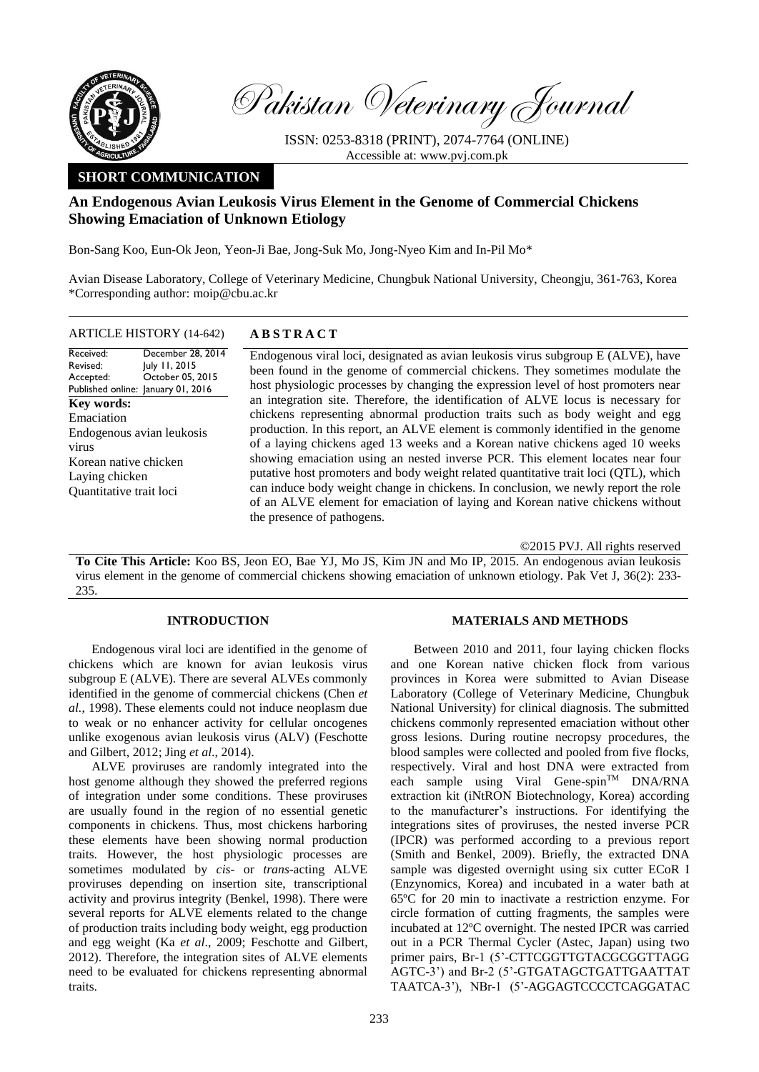Pakistan Veterinary Journal

ISSN: 0253-8318 (PRINT), 2074-7764 (ONLINE)
Accessible at: www.pvj.com.pk

**SHORT COMMUNICATION**

# An Endogenous Avian Leukosis Virus Element in the Genome of Commercial Chickens Showing Emaciation of Unknown Etiology

Bon-Sang Koo, Eun-Ok Jeon, Yeon-Ji Bae, Jong-Suk Mo, Jong-Nyeo Kim and In-Pil Mo*

Avian Disease Laboratory, College of Veterinary Medicine, Chungbuk National University, Cheongju, 361-763, Korea
*Corresponding author: moip@cbu.ac.kr

**ARTICLE HISTORY** (14-642)

| | |
|---|---|
| Received: | December 28, 2014 |
| Revised: | July 11, 2015 |
| Accepted: | October 05, 2015 |
| Published online: | January 01, 2016 |

**Key words:**
Emaciation
Endogenous avian leukosis virus
Korean native chicken
Laying chicken
Quantitative trait loci

**ABSTRACT**

Endogenous viral loci, designated as avian leukosis virus subgroup E (ALVE), have been found in the genome of commercial chickens. They sometimes modulate the host physiologic processes by changing the expression level of host promoters near an integration site. Therefore, the identification of ALVE locus is necessary for chickens representing abnormal production traits such as body weight and egg production. In this report, an ALVE element is commonly identified in the genome of a laying chickens aged 13 weeks and a Korean native chickens aged 10 weeks showing emaciation using an nested inverse PCR. This element locates near four putative host promoters and body weight related quantitative trait loci (QTL), which can induce body weight change in chickens. In conclusion, we newly report the role of an ALVE element for emaciation of laying and Korean native chickens without the presence of pathogens.

©2015 PVJ. All rights reserved

**To Cite This Article:** Koo BS, Jeon EO, Bae YJ, Mo JS, Kim JN and Mo IP, 2015. An endogenous avian leukosis virus element in the genome of commercial chickens showing emaciation of unknown etiology. Pak Vet J, 36(2): 233-235.

## INTRODUCTION

Endogenous viral loci are identified in the genome of chickens which are known for avian leukosis virus subgroup E (ALVE). There are several ALVEs commonly identified in the genome of commercial chickens (Chen *et al.*, 1998). These elements could not induce neoplasm due to weak or no enhancer activity for cellular oncogenes unlike exogenous avian leukosis virus (ALV) (Feschotte and Gilbert, 2012; Jing *et al.*, 2014).

ALVE proviruses are randomly integrated into the host genome although they showed the preferred regions of integration under some conditions. These proviruses are usually found in the region of no essential genetic components in chickens. Thus, most chickens harboring these elements have been showing normal production traits. However, the host physiologic processes are sometimes modulated by *cis*- or *trans*-acting ALVE proviruses depending on insertion site, transcriptional activity and provirus integrity (Benkel, 1998). There were several reports for ALVE elements related to the change of production traits including body weight, egg production and egg weight (Ka *et al.*, 2009; Feschotte and Gilbert, 2012). Therefore, the integration sites of ALVE elements need to be evaluated for chickens representing abnormal traits.

## MATERIALS AND METHODS

Between 2010 and 2011, four laying chicken flocks and one Korean native chicken flock from various provinces in Korea were submitted to Avian Disease Laboratory (College of Veterinary Medicine, Chungbuk National University) for clinical diagnosis. The submitted chickens commonly represented emaciation without other gross lesions. During routine necropsy procedures, the blood samples were collected and pooled from five flocks, respectively. Viral and host DNA were extracted from each sample using Viral Gene-spin™ DNA/RNA extraction kit (iNtRON Biotechnology, Korea) according to the manufacturer's instructions. For identifying the integrations sites of proviruses, the nested inverse PCR (IPCR) was performed according to a previous report (Smith and Benkel, 2009). Briefly, the extracted DNA sample was digested overnight using six cutter ECoR I (Enzynomics, Korea) and incubated in a water bath at 65ºC for 20 min to inactivate a restriction enzyme. For circle formation of cutting fragments, the samples were incubated at 12ºC overnight. The nested IPCR was carried out in a PCR Thermal Cycler (Astec, Japan) using two primer pairs, Br-1 (5'-CTTCGGTTGTACGCGGTTAGG AGTC-3') and Br-2 (5'-GTGATAGCTGATTGAATTAT TAATCA-3'), NBr-1 (5'-AGGAGTCCCCTCAGGATAC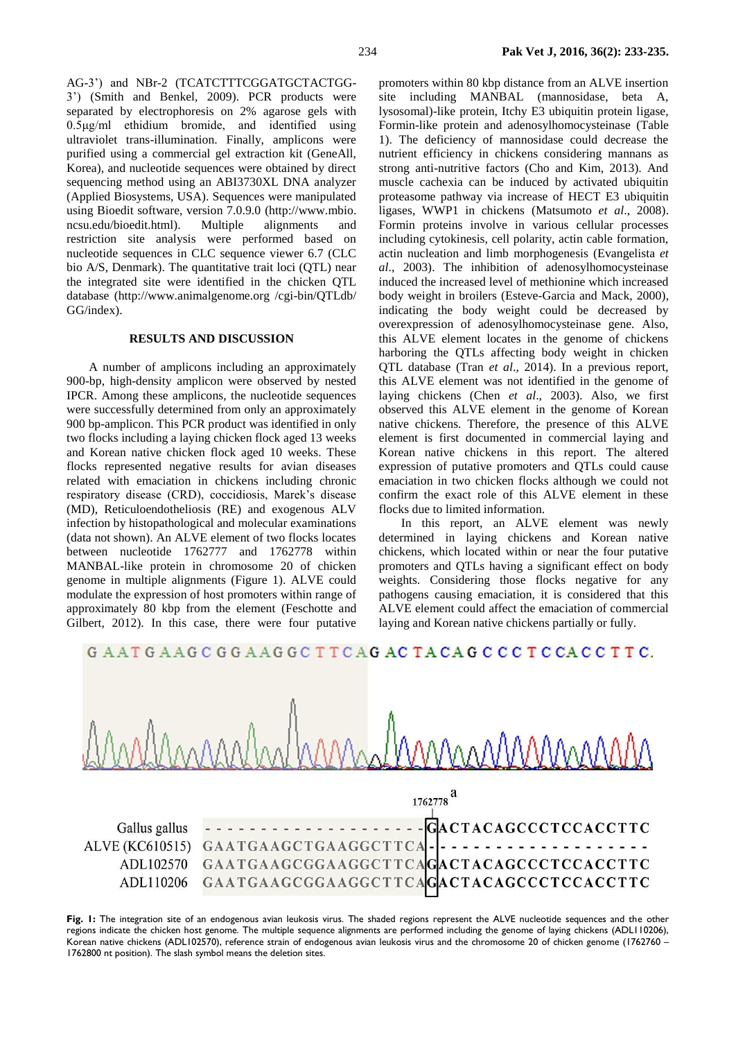AG-3') and NBr-2 (TCATCTTTCGGATGCTACTGG-3') (Smith and Benkel, 2009). PCR products were separated by electrophoresis on 2% agarose gels with 0.5μg/ml ethidium bromide, and identified using ultraviolet trans-illumination. Finally, amplicons were purified using a commercial gel extraction kit (GeneAll, Korea), and nucleotide sequences were obtained by direct sequencing method using an ABI3730XL DNA analyzer (Applied Biosystems, USA). Sequences were manipulated using Bioedit software, version 7.0.9.0 (http://www.mbio.ncsu.edu/bioedit.html). Multiple alignments and restriction site analysis were performed based on nucleotide sequences in CLC sequence viewer 6.7 (CLC bio A/S, Denmark). The quantitative trait loci (QTL) near the integrated site were identified in the chicken QTL database (http://www.animalgenome.org /cgi-bin/QTLdb/GG/index).

## RESULTS AND DISCUSSION

A number of amplicons including an approximately 900-bp, high-density amplicon were observed by nested IPCR. Among these amplicons, the nucleotide sequences were successfully determined from only an approximately 900 bp-amplicon. This PCR product was identified in only two flocks including a laying chicken flock aged 13 weeks and Korean native chicken flock aged 10 weeks. These flocks represented negative results for avian diseases related with emaciation in chickens including chronic respiratory disease (CRD), coccidiosis, Marek's disease (MD), Reticuloendotheliosis (RE) and exogenous ALV infection by histopathological and molecular examinations (data not shown). An ALVE element of two flocks locates between nucleotide 1762777 and 1762778 within MANBAL-like protein in chromosome 20 of chicken genome in multiple alignments (Figure 1). ALVE could modulate the expression of host promoters within range of approximately 80 kbp from the element (Feschotte and Gilbert, 2012). In this case, there were four putative promoters within 80 kbp distance from an ALVE insertion site including MANBAL (mannosidase, beta A, lysosomal)-like protein, Itchy E3 ubiquitin protein ligase, Formin-like protein and adenosylhomocysteinase (Table 1). The deficiency of mannosidase could decrease the nutrient efficiency in chickens considering mannans as strong anti-nutritive factors (Cho and Kim, 2013). And muscle cachexia can be induced by activated ubiquitin proteasome pathway via increase of HECT E3 ubiquitin ligases, WWP1 in chickens (Matsumoto *et al*., 2008). Formin proteins involve in various cellular processes including cytokinesis, cell polarity, actin cable formation, actin nucleation and limb morphogenesis (Evangelista *et al*., 2003). The inhibition of adenosylhomocysteinase induced the increased level of methionine which increased body weight in broilers (Esteve-Garcia and Mack, 2000), indicating the body weight could be decreased by overexpression of adenosylhomocysteinase gene. Also, this ALVE element locates in the genome of chickens harboring the QTLs affecting body weight in chicken QTL database (Tran *et al*., 2014). In a previous report, this ALVE element was not identified in the genome of laying chickens (Chen *et al*., 2003). Also, we first observed this ALVE element in the genome of Korean native chickens. Therefore, the presence of this ALVE element is first documented in commercial laying and Korean native chickens in this report. The altered expression of putative promoters and QTLs could cause emaciation in two chicken flocks although we could not confirm the exact role of this ALVE element in these flocks due to limited information.

In this report, an ALVE element was newly determined in laying chickens and Korean native chickens, which located within or near the four putative promoters and QTLs having a significant effect on body weights. Considering those flocks negative for any pathogens causing emaciation, it is considered that this ALVE element could affect the emaciation of commercial laying and Korean native chickens partially or fully.

```
                              1762778 a
Gallus gallus      - - - - - - - - - - - - - - - - - - - -GACTACAGCCCTCCACCTTC
ALVE (KC610515)    GAATGAAGCTGAAGGCTTCA- - - - - - - - - - - - - - - - - - - -
ADL102570          GAATGAAGCGGAAGGCTTCAGACTACAGCCCTCCACCTTC
ADL110206          GAATGAAGCGGAAGGCTTCAGACTACAGCCCTCCACCTTC
```

**Fig. 1:** The integration site of an endogenous avian leukosis virus. The shaded regions represent the ALVE nucleotide sequences and the other regions indicate the chicken host genome. The multiple sequence alignments are performed including the genome of laying chickens (ADL110206), Korean native chickens (ADL102570), reference strain of endogenous avian leukosis virus and the chromosome 20 of chicken genome (1762760 – 1762800 nt position). The slash symbol means the deletion sites.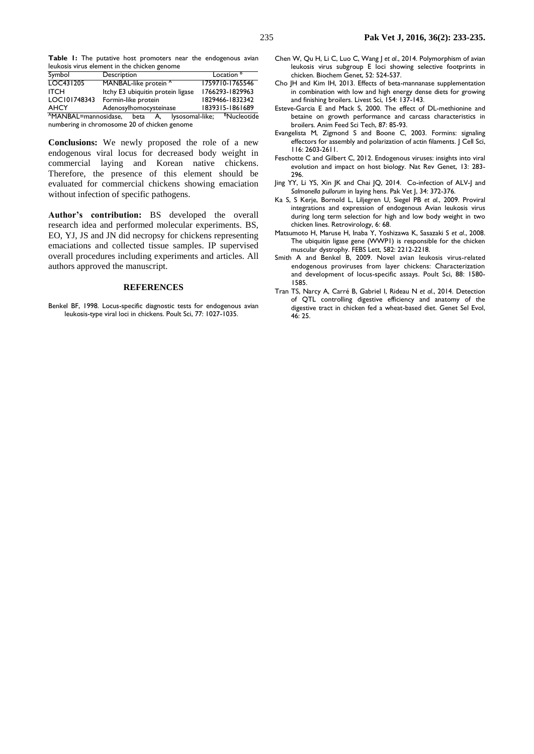**Table 1:** The putative host promoters near the endogenous avian leukosis virus element in the chicken genome

| Symbol | Description | Location [B] |
|---|---|---|
| LOC431205 | MANBAL-like protein [A] | 1759710-1765546 |
| ITCH | Itchy E3 ubiquitin protein ligase | 1766293-1829963 |
| LOC101748343 | Formin-like protein | 1829466-1832342 |
| AHCY | Adenosylhomocysteinase | 1839315-1861689 |

[A]MANBAL=mannosidase, beta A, lysosomal-like; [B]Nucleotide numbering in chromosome 20 of chicken genome

**Conclusions:** We newly proposed the role of a new endogenous viral locus for decreased body weight in commercial laying and Korean native chickens. Therefore, the presence of this element should be evaluated for commercial chickens showing emaciation without infection of specific pathogens.

**Author's contribution:** BS developed the overall research idea and performed molecular experiments. BS, EO, YJ, JS and JN did necropsy for chickens representing emaciations and collected tissue samples. IP supervised overall procedures including experiments and articles. All authors approved the manuscript.

## REFERENCES

Benkel BF, 1998. Locus-specific diagnostic tests for endogenous avian leukosis-type viral loci in chickens. Poult Sci, 77: 1027-1035.

Chen W, Qu H, Li C, Luo C, Wang J *et al*., 2014. Polymorphism of avian leukosis virus subgroup E loci showing selective footprints in chicken. Biochem Genet, 52: 524-537.

Cho JH and Kim IH, 2013. Effects of beta-mannanase supplementation in combination with low and high energy dense diets for growing and finishing broilers. Livest Sci, 154: 137-143.

Esteve-Garcia E and Mack S, 2000. The effect of DL-methionine and betaine on growth performance and carcass characteristics in broilers. Anim Feed Sci Tech, 87: 85-93.

Evangelista M, Zigmond S and Boone C, 2003. Formins: signaling effectors for assembly and polarization of actin filaments. J Cell Sci, 116: 2603-2611.

Feschotte C and Gilbert C, 2012. Endogenous viruses: insights into viral evolution and impact on host biology. Nat Rev Genet, 13: 283-296.

Jing YY, Li YS, Xin JK and Chai JQ, 2014. Co-infection of ALV-J and *Salmonella pullorum* in laying hens. Pak Vet J, 34: 372-376.

Ka S, S Kerje, Bornold L, Liljegren U, Siegel PB *et al*., 2009. Proviral integrations and expression of endogenous Avian leukosis virus during long term selection for high and low body weight in two chicken lines. Retrovirology, 6: 68.

Matsumoto H, Maruse H, Inaba Y, Yoshizawa K, Sasazaki S *et al*., 2008. The ubiquitin ligase gene (WWP1) is responsible for the chicken muscular dystrophy. FEBS Lett, 582: 2212-2218.

Smith A and Benkel B, 2009. Novel avian leukosis virus-related endogenous proviruses from layer chickens: Characterization and development of locus-specific assays. Poult Sci, 88: 1580-1585.

Tran TS, Narcy A, Carré B, Gabriel I, Rideau N *et al*., 2014. Detection of QTL controlling digestive efficiency and anatomy of the digestive tract in chicken fed a wheat-based diet. Genet Sel Evol, 46: 25.